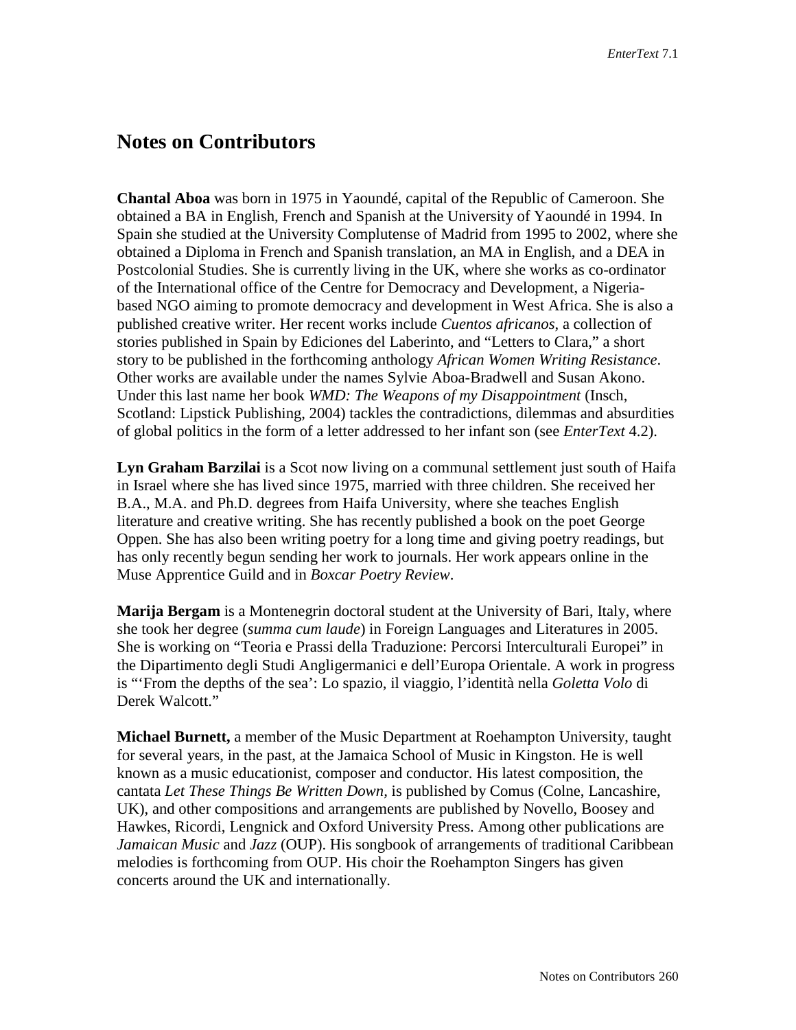# Notes on Contributors

**Chantal Aboa** was born in 1975 in Yaoundé, capital of the Republic of Cameroon. She obtained a BA in English, French and Spanish at the University of Yaoundé in 1994. In Spain she studied at the University Complutense of Madrid from 1995 to 2002, where she obtained a Diploma in French and Spanish translation, an MA in English, and a DEA in Postcolonial Studies. She is currently living in the UK, where she works as co-ordinator of the International office of the Centre for Democracy and Development, a Nigeria-based NGO aiming to promote democracy and development in West Africa. She is also a published creative writer. Her recent works include *Cuentos africanos*, a collection of stories published in Spain by Ediciones del Laberinto, and "Letters to Clara," a short story to be published in the forthcoming anthology *African Women Writing Resistance*. Other works are available under the names Sylvie Aboa-Bradwell and Susan Akono. Under this last name her book *WMD: The Weapons of my Disappointment* (Insch, Scotland: Lipstick Publishing, 2004) tackles the contradictions, dilemmas and absurdities of global politics in the form of a letter addressed to her infant son (see *EnterText* 4.2).

**Lyn Graham Barzilai** is a Scot now living on a communal settlement just south of Haifa in Israel where she has lived since 1975, married with three children. She received her B.A., M.A. and Ph.D. degrees from Haifa University, where she teaches English literature and creative writing. She has recently published a book on the poet George Oppen. She has also been writing poetry for a long time and giving poetry readings, but has only recently begun sending her work to journals. Her work appears online in the Muse Apprentice Guild and in *Boxcar Poetry Review*.

**Marija Bergam** is a Montenegrin doctoral student at the University of Bari, Italy, where she took her degree (*summa cum laude*) in Foreign Languages and Literatures in 2005. She is working on "Teoria e Prassi della Traduzione: Percorsi Interculturali Europei" in the Dipartimento degli Studi Angligermanici e dell'Europa Orientale. A work in progress is "'From the depths of the sea': Lo spazio, il viaggio, l'identità nella *Goletta Volo* di Derek Walcott."

**Michael Burnett,** a member of the Music Department at Roehampton University, taught for several years, in the past, at the Jamaica School of Music in Kingston. He is well known as a music educationist, composer and conductor. His latest composition, the cantata *Let These Things Be Written Down*, is published by Comus (Colne, Lancashire, UK), and other compositions and arrangements are published by Novello, Boosey and Hawkes, Ricordi, Lengnick and Oxford University Press. Among other publications are *Jamaican Music* and *Jazz* (OUP). His songbook of arrangements of traditional Caribbean melodies is forthcoming from OUP. His choir the Roehampton Singers has given concerts around the UK and internationally.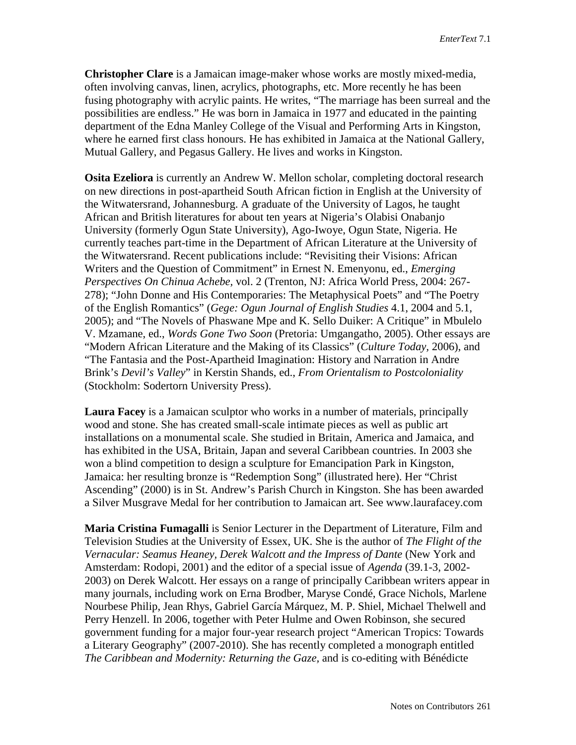**Christopher Clare** is a Jamaican image-maker whose works are mostly mixed-media, often involving canvas, linen, acrylics, photographs, etc. More recently he has been fusing photography with acrylic paints. He writes, "The marriage has been surreal and the possibilities are endless." He was born in Jamaica in 1977 and educated in the painting department of the Edna Manley College of the Visual and Performing Arts in Kingston, where he earned first class honours. He has exhibited in Jamaica at the National Gallery, Mutual Gallery, and Pegasus Gallery. He lives and works in Kingston.

**Osita Ezeliora** is currently an Andrew W. Mellon scholar, completing doctoral research on new directions in post-apartheid South African fiction in English at the University of the Witwatersrand, Johannesburg. A graduate of the University of Lagos, he taught African and British literatures for about ten years at Nigeria's Olabisi Onabanjo University (formerly Ogun State University), Ago-Iwoye, Ogun State, Nigeria. He currently teaches part-time in the Department of African Literature at the University of the Witwatersrand. Recent publications include: "Revisiting their Visions: African Writers and the Question of Commitment" in Ernest N. Emenyonu, ed., *Emerging Perspectives On Chinua Achebe*, vol. 2 (Trenton, NJ: Africa World Press, 2004: 267-278); "John Donne and His Contemporaries: The Metaphysical Poets" and "The Poetry of the English Romantics" (*Gege: Ogun Journal of English Studies* 4.1, 2004 and 5.1, 2005); and "The Novels of Phaswane Mpe and K. Sello Duiker: A Critique" in Mbulelo V. Mzamane, ed., *Words Gone Two Soon* (Pretoria: Umgangatho, 2005). Other essays are "Modern African Literature and the Making of its Classics" (*Culture Today,* 2006), and "The Fantasia and the Post-Apartheid Imagination: History and Narration in Andre Brink's *Devil's Valley*" in Kerstin Shands, ed., *From Orientalism to Postcoloniality* (Stockholm: Sodertorn University Press).

**Laura Facey** is a Jamaican sculptor who works in a number of materials, principally wood and stone. She has created small-scale intimate pieces as well as public art installations on a monumental scale. She studied in Britain, America and Jamaica, and has exhibited in the USA, Britain, Japan and several Caribbean countries. In 2003 she won a blind competition to design a sculpture for Emancipation Park in Kingston, Jamaica: her resulting bronze is "Redemption Song" (illustrated here). Her "Christ Ascending" (2000) is in St. Andrew's Parish Church in Kingston. She has been awarded a Silver Musgrave Medal for her contribution to Jamaican art. See www.laurafacey.com

**Maria Cristina Fumagalli** is Senior Lecturer in the Department of Literature, Film and Television Studies at the University of Essex, UK. She is the author of *The Flight of the Vernacular: Seamus Heaney, Derek Walcott and the Impress of Dante* (New York and Amsterdam: Rodopi, 2001) and the editor of a special issue of *Agenda* (39.1-3, 2002-2003) on Derek Walcott. Her essays on a range of principally Caribbean writers appear in many journals, including work on Erna Brodber, Maryse Condé, Grace Nichols, Marlene Nourbese Philip, Jean Rhys, Gabriel García Márquez, M. P. Shiel, Michael Thelwell and Perry Henzell. In 2006, together with Peter Hulme and Owen Robinson, she secured government funding for a major four-year research project "American Tropics: Towards a Literary Geography" (2007-2010). She has recently completed a monograph entitled *The Caribbean and Modernity: Returning the Gaze,* and is co-editing with Bénédicte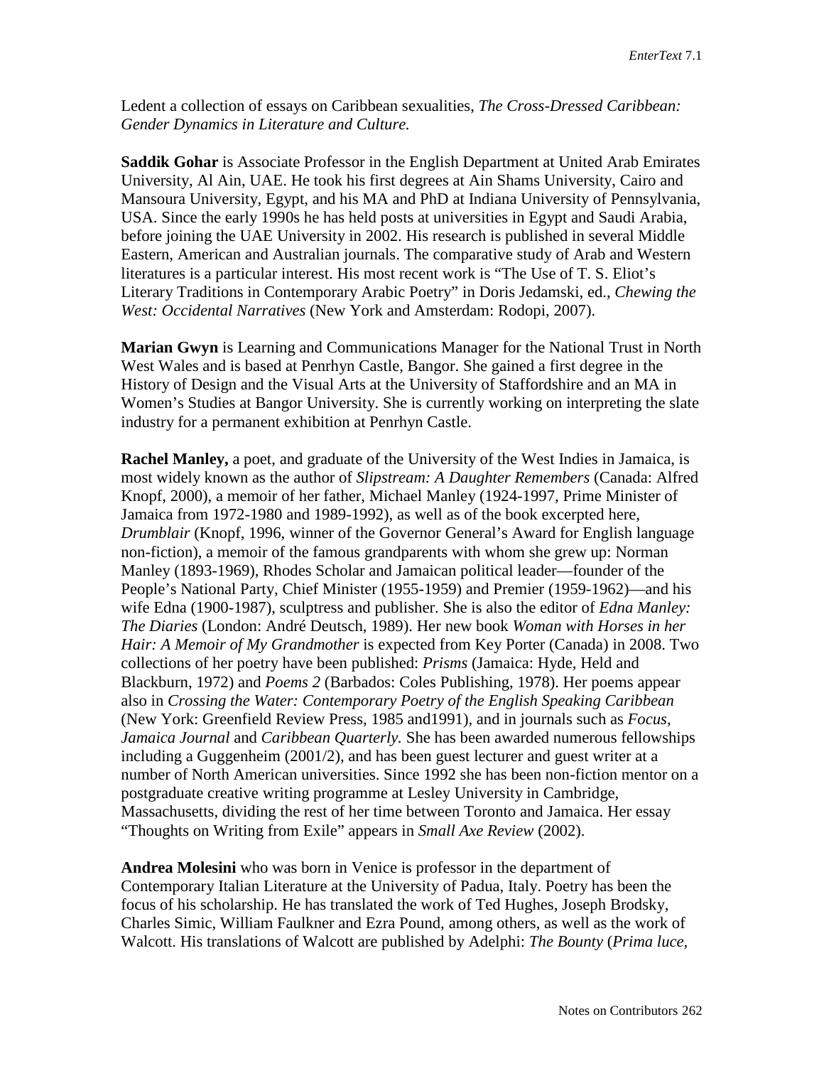Ledent a collection of essays on Caribbean sexualities, *The Cross-Dressed Caribbean: Gender Dynamics in Literature and Culture.*

**Saddik Gohar** is Associate Professor in the English Department at United Arab Emirates University, Al Ain, UAE. He took his first degrees at Ain Shams University, Cairo and Mansoura University, Egypt, and his MA and PhD at Indiana University of Pennsylvania, USA. Since the early 1990s he has held posts at universities in Egypt and Saudi Arabia, before joining the UAE University in 2002. His research is published in several Middle Eastern, American and Australian journals. The comparative study of Arab and Western literatures is a particular interest. His most recent work is "The Use of T. S. Eliot's Literary Traditions in Contemporary Arabic Poetry" in Doris Jedamski, ed., *Chewing the West: Occidental Narratives* (New York and Amsterdam: Rodopi, 2007).

**Marian Gwyn** is Learning and Communications Manager for the National Trust in North West Wales and is based at Penrhyn Castle, Bangor. She gained a first degree in the History of Design and the Visual Arts at the University of Staffordshire and an MA in Women's Studies at Bangor University. She is currently working on interpreting the slate industry for a permanent exhibition at Penrhyn Castle.

**Rachel Manley,** a poet, and graduate of the University of the West Indies in Jamaica, is most widely known as the author of *Slipstream: A Daughter Remembers* (Canada: Alfred Knopf, 2000), a memoir of her father, Michael Manley (1924-1997, Prime Minister of Jamaica from 1972-1980 and 1989-1992), as well as of the book excerpted here, *Drumblair* (Knopf, 1996, winner of the Governor General's Award for English language non-fiction), a memoir of the famous grandparents with whom she grew up: Norman Manley (1893-1969), Rhodes Scholar and Jamaican political leader—founder of the People's National Party, Chief Minister (1955-1959) and Premier (1959-1962)—and his wife Edna (1900-1987), sculptress and publisher. She is also the editor of *Edna Manley: The Diaries* (London: André Deutsch, 1989). Her new book *Woman with Horses in her Hair: A Memoir of My Grandmother* is expected from Key Porter (Canada) in 2008. Two collections of her poetry have been published: *Prisms* (Jamaica: Hyde, Held and Blackburn, 1972) and *Poems 2* (Barbados: Coles Publishing, 1978). Her poems appear also in *Crossing the Water: Contemporary Poetry of the English Speaking Caribbean* (New York: Greenfield Review Press, 1985 and1991), and in journals such as *Focus, Jamaica Journal* and *Caribbean Quarterly.* She has been awarded numerous fellowships including a Guggenheim (2001/2), and has been guest lecturer and guest writer at a number of North American universities. Since 1992 she has been non-fiction mentor on a postgraduate creative writing programme at Lesley University in Cambridge, Massachusetts, dividing the rest of her time between Toronto and Jamaica. Her essay "Thoughts on Writing from Exile" appears in *Small Axe Review* (2002).

**Andrea Molesini** who was born in Venice is professor in the department of Contemporary Italian Literature at the University of Padua, Italy. Poetry has been the focus of his scholarship. He has translated the work of Ted Hughes, Joseph Brodsky, Charles Simic, William Faulkner and Ezra Pound, among others, as well as the work of Walcott. His translations of Walcott are published by Adelphi: *The Bounty* (*Prima luce,*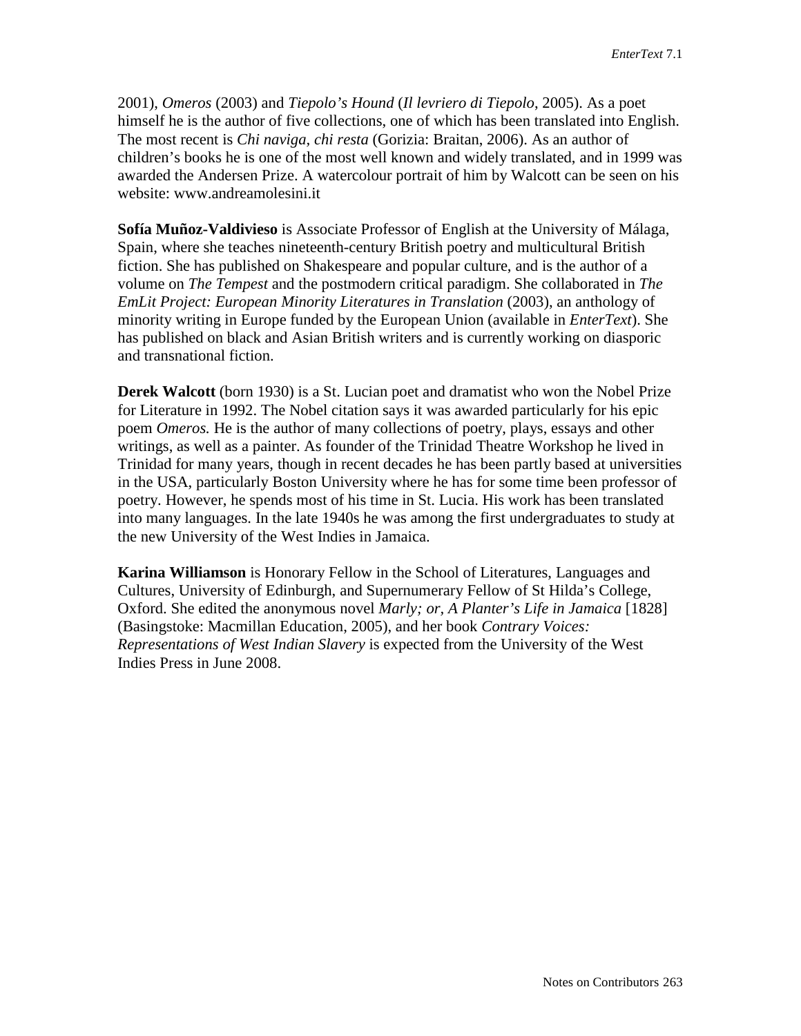2001), *Omeros* (2003) and *Tiepolo's Hound* (*Il levriero di Tiepolo*, 2005). As a poet himself he is the author of five collections, one of which has been translated into English. The most recent is *Chi naviga, chi resta* (Gorizia: Braitan, 2006). As an author of children's books he is one of the most well known and widely translated, and in 1999 was awarded the Andersen Prize. A watercolour portrait of him by Walcott can be seen on his website: www.andreamolesini.it

**Sofía Muñoz-Valdivieso** is Associate Professor of English at the University of Málaga, Spain, where she teaches nineteenth-century British poetry and multicultural British fiction. She has published on Shakespeare and popular culture, and is the author of a volume on *The Tempest* and the postmodern critical paradigm. She collaborated in *The EmLit Project: European Minority Literatures in Translation* (2003), an anthology of minority writing in Europe funded by the European Union (available in *EnterText*). She has published on black and Asian British writers and is currently working on diasporic and transnational fiction.

**Derek Walcott** (born 1930) is a St. Lucian poet and dramatist who won the Nobel Prize for Literature in 1992. The Nobel citation says it was awarded particularly for his epic poem *Omeros.* He is the author of many collections of poetry, plays, essays and other writings, as well as a painter. As founder of the Trinidad Theatre Workshop he lived in Trinidad for many years, though in recent decades he has been partly based at universities in the USA, particularly Boston University where he has for some time been professor of poetry. However, he spends most of his time in St. Lucia. His work has been translated into many languages. In the late 1940s he was among the first undergraduates to study at the new University of the West Indies in Jamaica.

**Karina Williamson** is Honorary Fellow in the School of Literatures, Languages and Cultures, University of Edinburgh, and Supernumerary Fellow of St Hilda's College, Oxford. She edited the anonymous novel *Marly; or, A Planter's Life in Jamaica* [1828] (Basingstoke: Macmillan Education, 2005), and her book *Contrary Voices: Representations of West Indian Slavery* is expected from the University of the West Indies Press in June 2008.